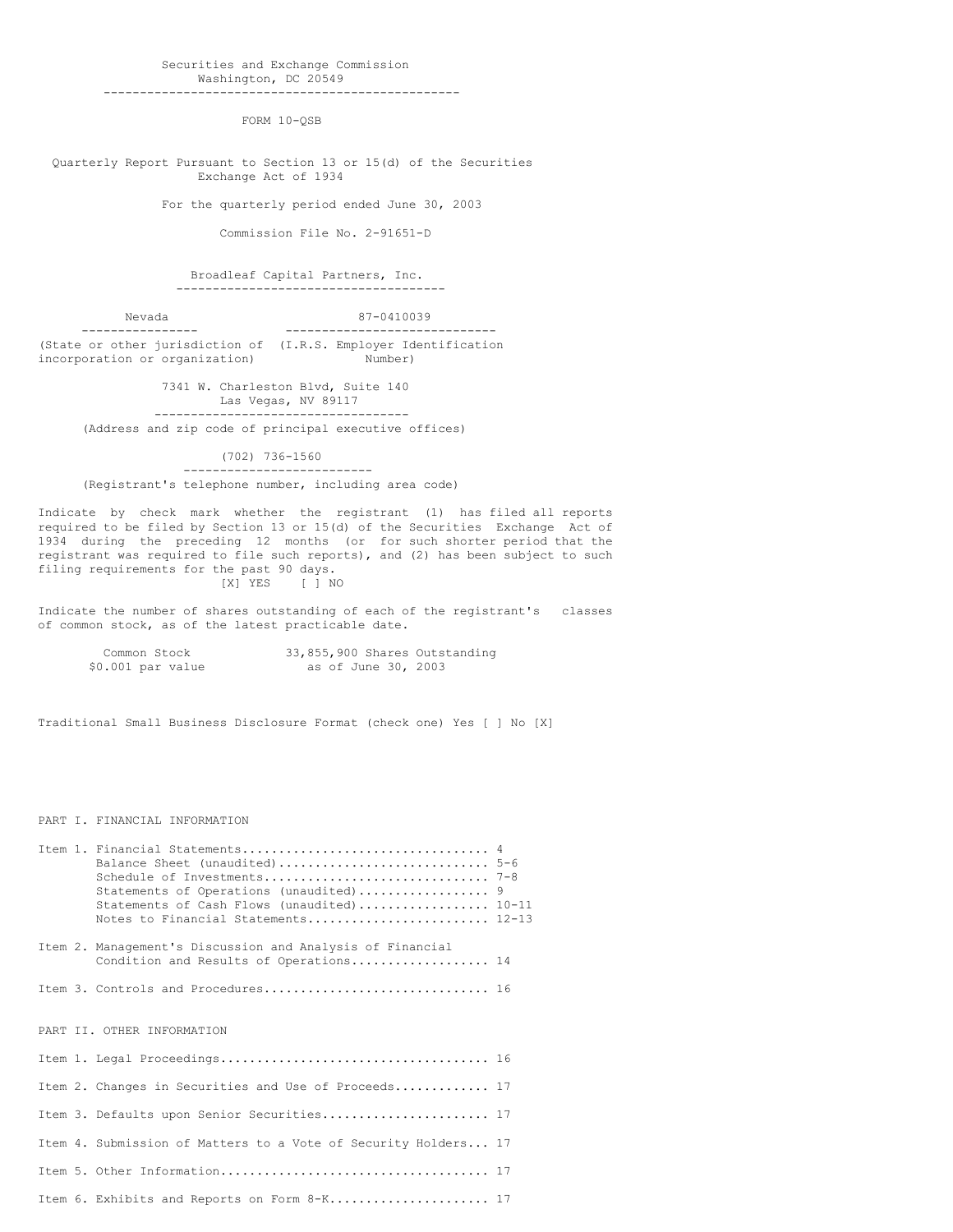Securities and Exchange Commission
Washington, DC 20549

# FORM 10-QSB

Quarterly Report Pursuant to Section 13 or 15(d) of the Securities Exchange Act of 1934

For the quarterly period ended June 30, 2003

Commission File No. 2-91651-D

## Broadleaf Capital Partners, Inc.

| Nevada | 87-0410039 |
|---|---|
| (State or other jurisdiction of incorporation or organization) | (I.R.S. Employer Identification Number) |

7341 W. Charleston Blvd, Suite 140
Las Vegas, NV 89117

(Address and zip code of principal executive offices)

(702) 736-1560

(Registrant's telephone number, including area code)

Indicate by check mark whether the registrant (1) has filed all reports required to be filed by Section 13 or 15(d) of the Securities Exchange Act of 1934 during the preceding 12 months (or for such shorter period that the registrant was required to file such reports), and (2) has been subject to such filing requirements for the past 90 days.
[X] YES [ ] NO

Indicate the number of shares outstanding of each of the registrant's classes of common stock, as of the latest practicable date.

| Common Stock $0.001 par value | 33,855,900 Shares Outstanding as of June 30, 2003 |
|---|---|

Traditional Small Business Disclosure Format (check one) Yes [ ] No [X]

PART I. FINANCIAL INFORMATION

| | |
|---|---|
| Item 1. Financial Statements | 4 |
| Balance Sheet (unaudited) | 5-6 |
| Schedule of Investments | 7-8 |
| Statements of Operations (unaudited) | 9 |
| Statements of Cash Flows (unaudited) | 10-11 |
| Notes to Financial Statements | 12-13 |
| Item 2. Management's Discussion and Analysis of Financial Condition and Results of Operations | 14 |
| Item 3. Controls and Procedures | 16 |

PART II. OTHER INFORMATION

| | |
|---|---|
| Item 1. Legal Proceedings | 16 |
| Item 2. Changes in Securities and Use of Proceeds | 17 |
| Item 3. Defaults upon Senior Securities | 17 |
| Item 4. Submission of Matters to a Vote of Security Holders | 17 |
| Item 5. Other Information | 17 |
| Item 6. Exhibits and Reports on Form 8-K | 17 |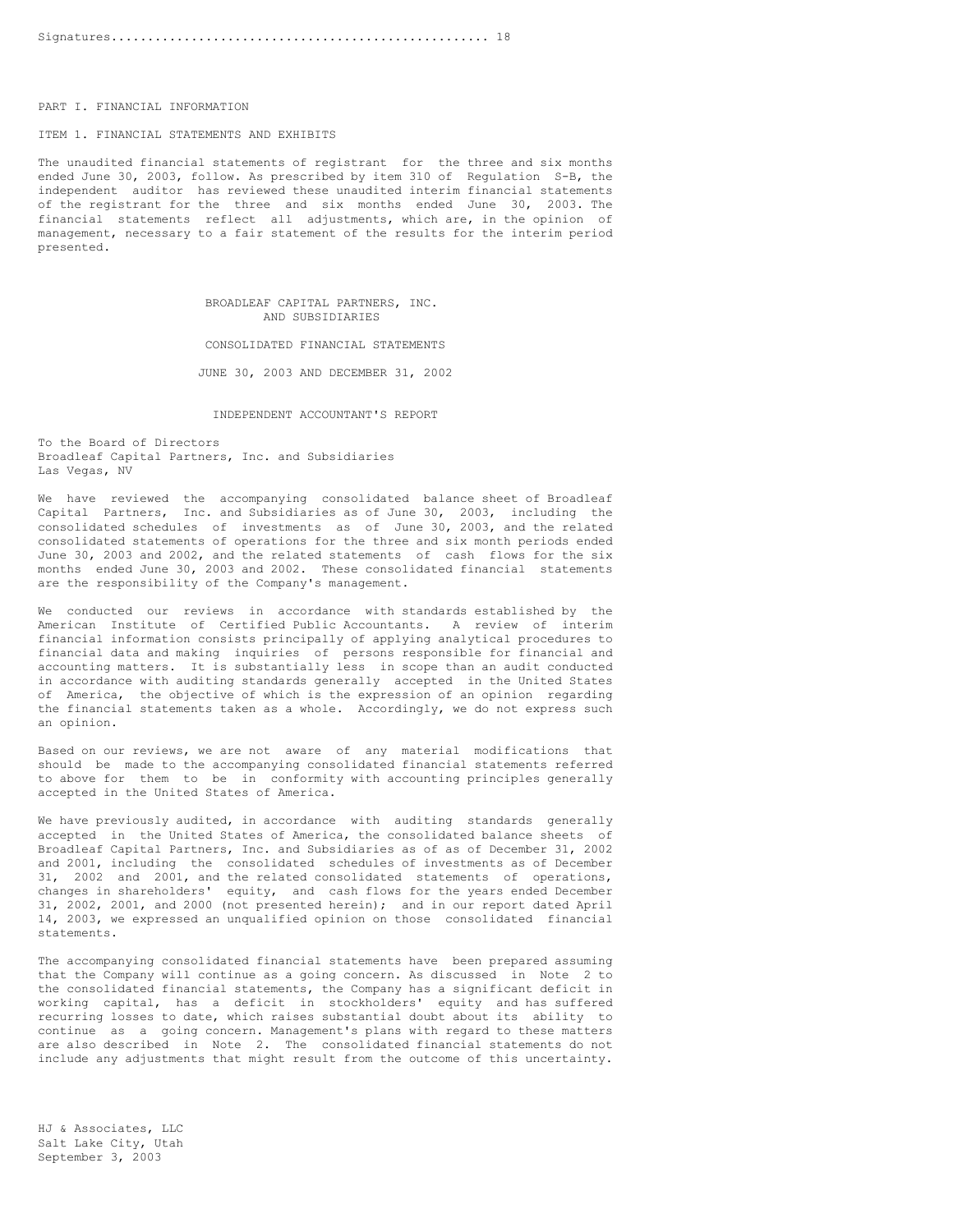Signatures.................................................... 18

PART I. FINANCIAL INFORMATION

ITEM 1. FINANCIAL STATEMENTS AND EXHIBITS

The unaudited financial statements of registrant for the three and six months ended June 30, 2003, follow. As prescribed by item 310 of Regulation S-B, the independent auditor has reviewed these unaudited interim financial statements of the registrant for the three and six months ended June 30, 2003. The financial statements reflect all adjustments, which are, in the opinion of management, necessary to a fair statement of the results for the interim period presented.

BROADLEAF CAPITAL PARTNERS, INC.
AND SUBSIDIARIES

CONSOLIDATED FINANCIAL STATEMENTS

JUNE 30, 2003 AND DECEMBER 31, 2002

INDEPENDENT ACCOUNTANT'S REPORT

To the Board of Directors
Broadleaf Capital Partners, Inc. and Subsidiaries
Las Vegas, NV

We have reviewed the accompanying consolidated balance sheet of Broadleaf Capital Partners, Inc. and Subsidiaries as of June 30, 2003, including the consolidated schedules of investments as of June 30, 2003, and the related consolidated statements of operations for the three and six month periods ended June 30, 2003 and 2002, and the related statements of cash flows for the six months ended June 30, 2003 and 2002. These consolidated financial statements are the responsibility of the Company's management.

We conducted our reviews in accordance with standards established by the American Institute of Certified Public Accountants. A review of interim financial information consists principally of applying analytical procedures to financial data and making inquiries of persons responsible for financial and accounting matters. It is substantially less in scope than an audit conducted in accordance with auditing standards generally accepted in the United States of America, the objective of which is the expression of an opinion regarding the financial statements taken as a whole. Accordingly, we do not express such an opinion.

Based on our reviews, we are not aware of any material modifications that should be made to the accompanying consolidated financial statements referred to above for them to be in conformity with accounting principles generally accepted in the United States of America.

We have previously audited, in accordance with auditing standards generally accepted in the United States of America, the consolidated balance sheets of Broadleaf Capital Partners, Inc. and Subsidiaries as of as of December 31, 2002 and 2001, including the consolidated schedules of investments as of December 31, 2002 and 2001, and the related consolidated statements of operations, changes in shareholders' equity, and cash flows for the years ended December 31, 2002, 2001, and 2000 (not presented herein); and in our report dated April 14, 2003, we expressed an unqualified opinion on those consolidated financial statements.

The accompanying consolidated financial statements have been prepared assuming that the Company will continue as a going concern. As discussed in Note 2 to the consolidated financial statements, the Company has a significant deficit in working capital, has a deficit in stockholders' equity and has suffered recurring losses to date, which raises substantial doubt about its ability to continue as a going concern. Management's plans with regard to these matters are also described in Note 2. The consolidated financial statements do not include any adjustments that might result from the outcome of this uncertainty.

HJ & Associates, LLC
Salt Lake City, Utah
September 3, 2003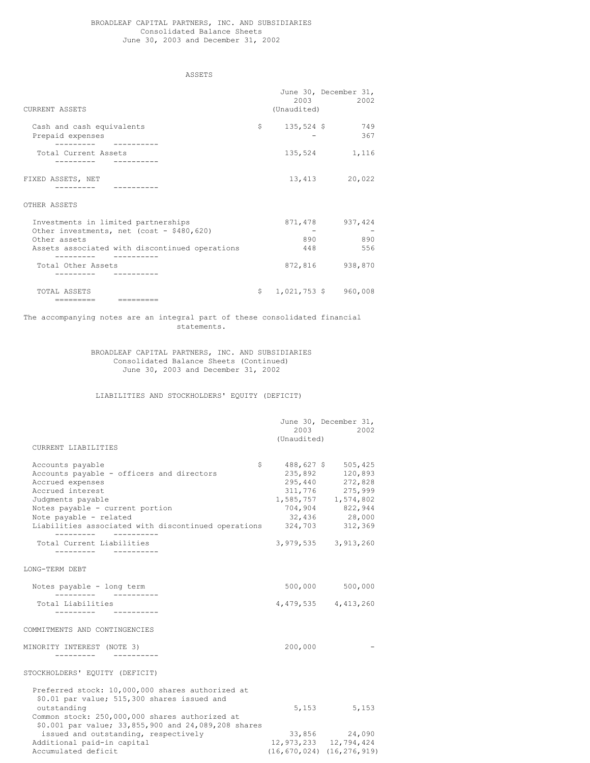# BROADLEAF CAPITAL PARTNERS, INC. AND SUBSIDIARIES
## Consolidated Balance Sheets
### June 30, 2003 and December 31, 2002

ASSETS

| | June 30, 2003 (Unaudited) | December 31, 2002 |
|---|---|---|
| **CURRENT ASSETS** | | |
| Cash and cash equivalents | $ 135,524 | $ 749 |
| Prepaid expenses | - | 367 |
| Total Current Assets | 135,524 | 1,116 |
| **FIXED ASSETS, NET** | 13,413 | 20,022 |
| **OTHER ASSETS** | | |
| Investments in limited partnerships | 871,478 | 937,424 |
| Other investments, net (cost - $480,620) | - | - |
| Other assets | 890 | 890 |
| Assets associated with discontinued operations | 448 | 556 |
| Total Other Assets | 872,816 | 938,870 |
| TOTAL ASSETS | $ 1,021,753 | $ 960,008 |

The accompanying notes are an integral part of these consolidated financial statements.

# BROADLEAF CAPITAL PARTNERS, INC. AND SUBSIDIARIES
## Consolidated Balance Sheets (Continued)
### June 30, 2003 and December 31, 2002

LIABILITIES AND STOCKHOLDERS' EQUITY (DEFICIT)

| | June 30, 2003 (Unaudited) | December 31, 2002 |
|---|---|---|
| **CURRENT LIABILITIES** | | |
| Accounts payable | $ 488,627 | $ 505,425 |
| Accounts payable - officers and directors | 235,892 | 120,893 |
| Accrued expenses | 295,440 | 272,828 |
| Accrued interest | 311,776 | 275,999 |
| Judgments payable | 1,585,757 | 1,574,802 |
| Notes payable - current portion | 704,904 | 822,944 |
| Note payable - related | 32,436 | 28,000 |
| Liabilities associated with discontinued operations | 324,703 | 312,369 |
| Total Current Liabilities | 3,979,535 | 3,913,260 |
| **LONG-TERM DEBT** | | |
| Notes payable - long term | 500,000 | 500,000 |
| Total Liabilities | 4,479,535 | 4,413,260 |
| **COMMITMENTS AND CONTINGENCIES** | | |
| **MINORITY INTEREST (NOTE 3)** | 200,000 | - |
| **STOCKHOLDERS' EQUITY (DEFICIT)** | | |
| Preferred stock: 10,000,000 shares authorized at $0.01 par value; 515,300 shares issued and outstanding | 5,153 | 5,153 |
| Common stock: 250,000,000 shares authorized at $0.001 par value; 33,855,900 and 24,089,208 shares issued and outstanding, respectively | 33,856 | 24,090 |
| Additional paid-in capital | 12,973,233 | 12,794,424 |
| Accumulated deficit | (16,670,024) | (16,276,919) |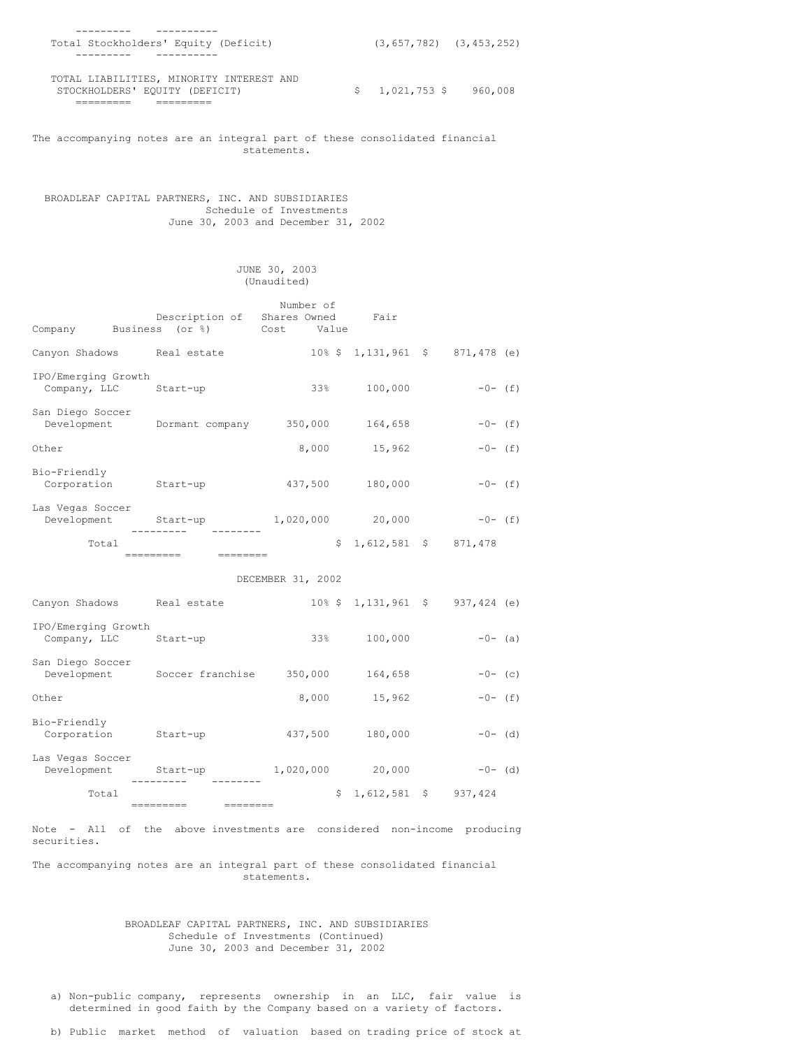| | | |
|---|---|---|
| Total Stockholders' Equity (Deficit) | (3,657,782) | (3,453,252) |
| TOTAL LIABILITIES, MINORITY INTEREST AND STOCKHOLDERS' EQUITY (DEFICIT) | $ 1,021,753 | $ 960,008 |

The accompanying notes are an integral part of these consolidated financial statements.

## BROADLEAF CAPITAL PARTNERS, INC. AND SUBSIDIARIES
### Schedule of Investments
### June 30, 2003 and December 31, 2002

**JUNE 30, 2003 (Unaudited)**

| Company | Description of Business | Number of Shares Owned (or %) | Cost | Fair Value | |
|---|---|---|---|---|---|
| Canyon Shadows | Real estate | 10% | $ 1,131,961 | $ 871,478 | (e) |
| IPO/Emerging Growth Company, LLC | Start-up | 33% | 100,000 | -0- | (f) |
| San Diego Soccer Development | Dormant company | 350,000 | 164,658 | -0- | (f) |
| Other | | 8,000 | 15,962 | -0- | (f) |
| Bio-Friendly Corporation | Start-up | 437,500 | 180,000 | -0- | (f) |
| Las Vegas Soccer Development | Start-up | 1,020,000 | 20,000 | -0- | (f) |
| Total | | | $ 1,612,581 | $ 871,478 | |

**DECEMBER 31, 2002**

| Company | Description of Business | Number of Shares Owned (or %) | Cost | Fair Value | |
|---|---|---|---|---|---|
| Canyon Shadows | Real estate | 10% | $ 1,131,961 | $ 937,424 | (e) |
| IPO/Emerging Growth Company, LLC | Start-up | 33% | 100,000 | -0- | (a) |
| San Diego Soccer Development | Soccer franchise | 350,000 | 164,658 | -0- | (c) |
| Other | | 8,000 | 15,962 | -0- | (f) |
| Bio-Friendly Corporation | Start-up | 437,500 | 180,000 | -0- | (d) |
| Las Vegas Soccer Development | Start-up | 1,020,000 | 20,000 | -0- | (d) |
| Total | | | $ 1,612,581 | $ 937,424 | |

Note - All of the above investments are considered non-income producing securities.

The accompanying notes are an integral part of these consolidated financial statements.

## BROADLEAF CAPITAL PARTNERS, INC. AND SUBSIDIARIES
### Schedule of Investments (Continued)
### June 30, 2003 and December 31, 2002

a) Non-public company, represents ownership in an LLC, fair value is determined in good faith by the Company based on a variety of factors.

b) Public market method of valuation based on trading price of stock at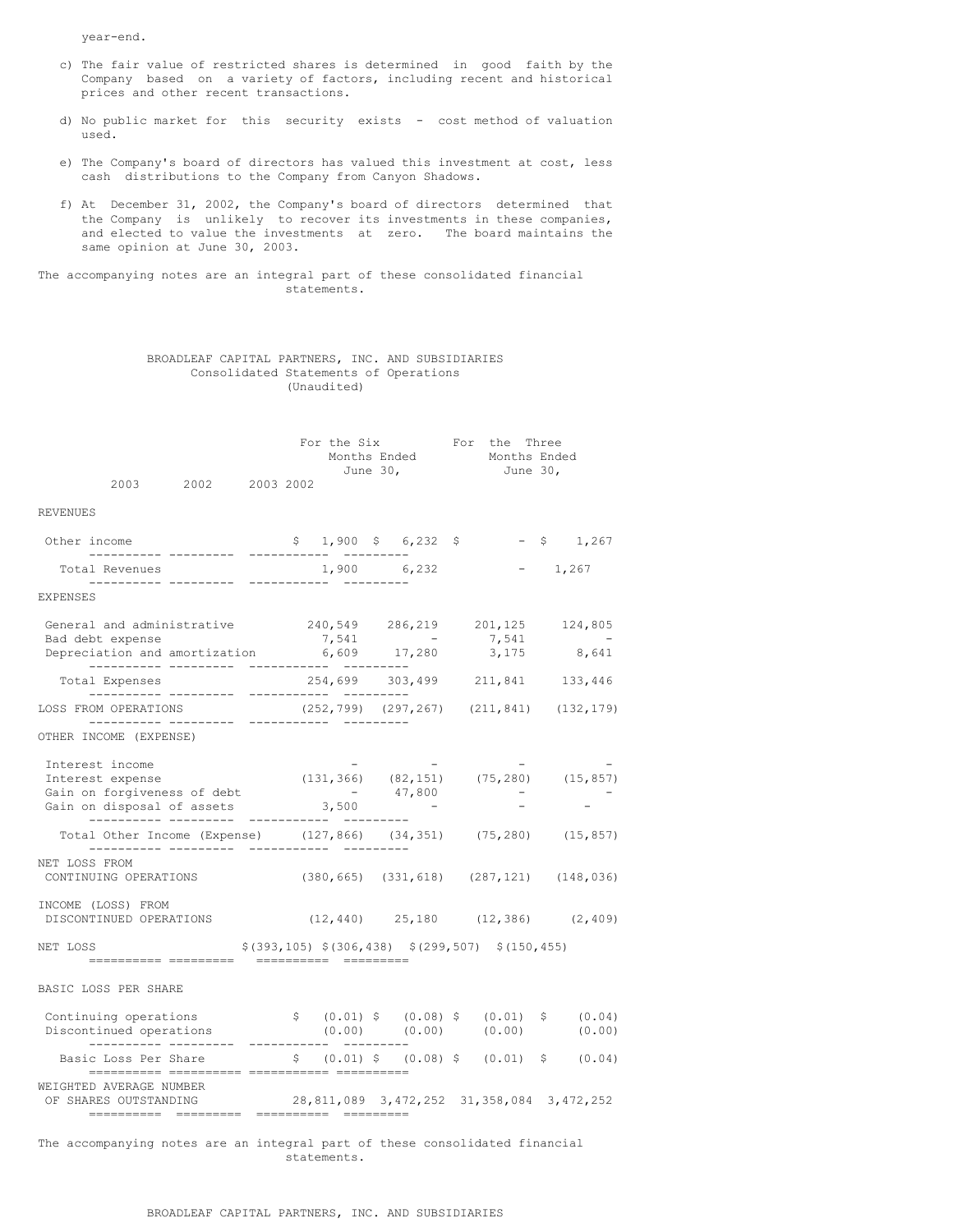year-end.

c) The fair value of restricted shares is determined in good faith by the Company based on a variety of factors, including recent and historical prices and other recent transactions.

d) No public market for this security exists - cost method of valuation used.

e) The Company's board of directors has valued this investment at cost, less cash distributions to the Company from Canyon Shadows.

f) At December 31, 2002, the Company's board of directors determined that the Company is unlikely to recover its investments in these companies, and elected to value the investments at zero. The board maintains the same opinion at June 30, 2003.

The accompanying notes are an integral part of these consolidated financial statements.

## BROADLEAF CAPITAL PARTNERS, INC. AND SUBSIDIARIES
### Consolidated Statements of Operations
(Unaudited)

| | For the Six Months Ended June 30, 2003 | For the Six Months Ended June 30, 2002 | For the Three Months Ended June 30, 2003 | For the Three Months Ended June 30, 2002 |
|---|---|---|---|---|
| **REVENUES** | | | | |
| Other income | $ 1,900 | $ 6,232 | $ - | $ 1,267 |
| Total Revenues | 1,900 | 6,232 | - | 1,267 |
| **EXPENSES** | | | | |
| General and administrative | 240,549 | 286,219 | 201,125 | 124,805 |
| Bad debt expense | 7,541 | - | 7,541 | - |
| Depreciation and amortization | 6,609 | 17,280 | 3,175 | 8,641 |
| Total Expenses | 254,699 | 303,499 | 211,841 | 133,446 |
| LOSS FROM OPERATIONS | (252,799) | (297,267) | (211,841) | (132,179) |
| **OTHER INCOME (EXPENSE)** | | | | |
| Interest income | - | - | - | - |
| Interest expense | (131,366) | (82,151) | (75,280) | (15,857) |
| Gain on forgiveness of debt | - | 47,800 | - | - |
| Gain on disposal of assets | 3,500 | - | - | - |
| Total Other Income (Expense) | (127,866) | (34,351) | (75,280) | (15,857) |
| NET LOSS FROM CONTINUING OPERATIONS | (380,665) | (331,618) | (287,121) | (148,036) |
| INCOME (LOSS) FROM DISCONTINUED OPERATIONS | (12,440) | 25,180 | (12,386) | (2,409) |
| NET LOSS | $ (393,105) | $ (306,438) | $ (299,507) | $ (150,455) |
| **BASIC LOSS PER SHARE** | | | | |
| Continuing operations | $ (0.01) | $ (0.08) | $ (0.01) | $ (0.04) |
| Discontinued operations | (0.00) | (0.00) | (0.00) | (0.00) |
| Basic Loss Per Share | $ (0.01) | $ (0.08) | $ (0.01) | $ (0.04) |
| WEIGHTED AVERAGE NUMBER OF SHARES OUTSTANDING | 28,811,089 | 3,472,252 | 31,358,084 | 3,472,252 |

The accompanying notes are an integral part of these consolidated financial statements.

BROADLEAF CAPITAL PARTNERS, INC. AND SUBSIDIARIES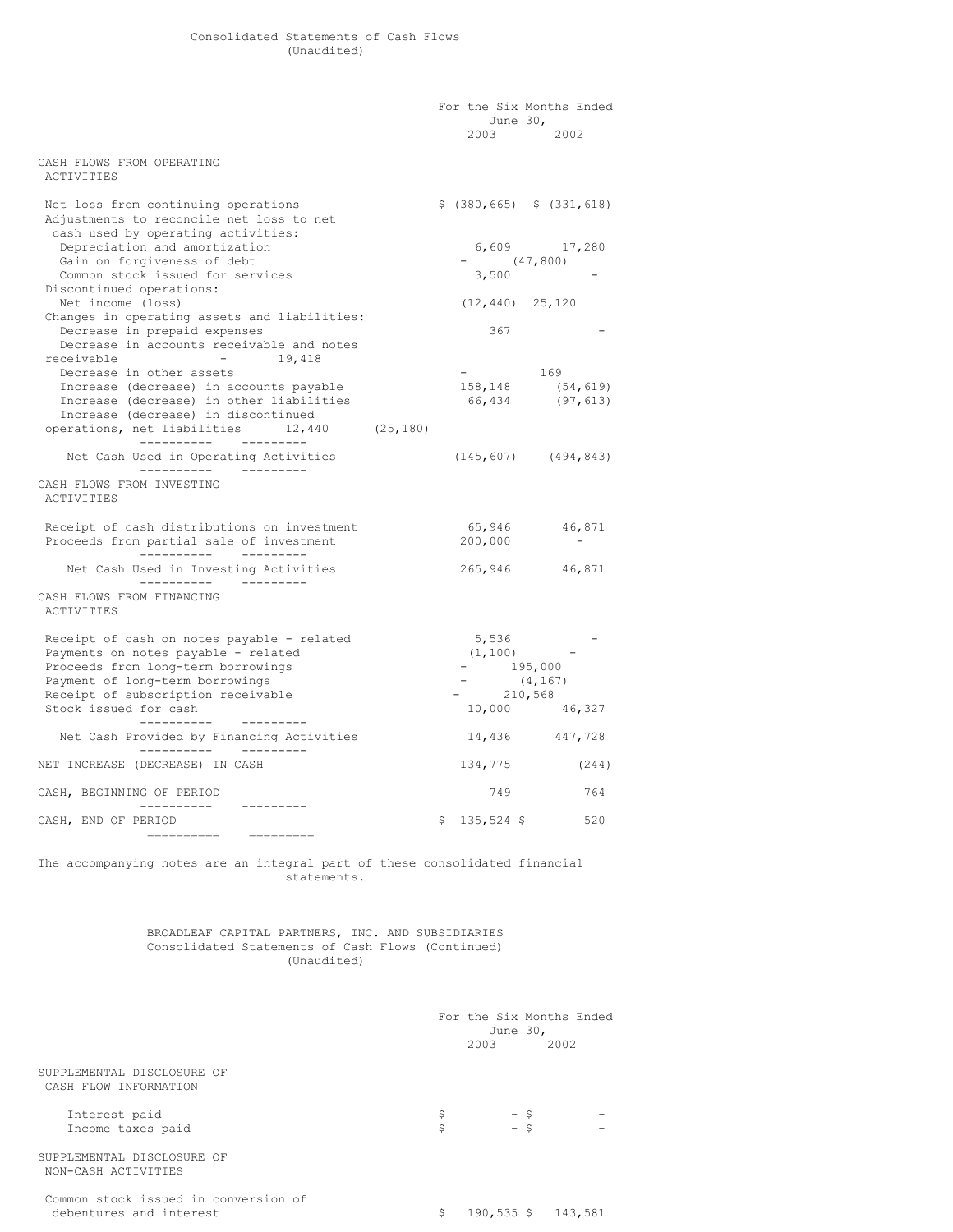Consolidated Statements of Cash Flows
(Unaudited)

| | For the Six Months Ended June 30, | |
|---|---|---|
| | 2003 | 2002 |
| **CASH FLOWS FROM OPERATING ACTIVITIES** | | |
| Net loss from continuing operations | $ (380,665) | $ (331,618) |
| Adjustments to reconcile net loss to net cash used by operating activities: | | |
| Depreciation and amortization | 6,609 | 17,280 |
| Gain on forgiveness of debt | - | (47,800) |
| Common stock issued for services | 3,500 | - |
| Discontinued operations: | | |
| Net income (loss) | (12,440) | 25,120 |
| Changes in operating assets and liabilities: | | |
| Decrease in prepaid expenses | 367 | - |
| Decrease in accounts receivable and notes receivable | - | 19,418 |
| Decrease in other assets | - | 169 |
| Increase (decrease) in accounts payable | 158,148 | (54,619) |
| Increase (decrease) in other liabilities | 66,434 | (97,613) |
| Increase (decrease) in discontinued operations, net liabilities | 12,440 | (25,180) |
| Net Cash Used in Operating Activities | (145,607) | (494,843) |
| **CASH FLOWS FROM INVESTING ACTIVITIES** | | |
| Receipt of cash distributions on investment | 65,946 | 46,871 |
| Proceeds from partial sale of investment | 200,000 | - |
| Net Cash Used in Investing Activities | 265,946 | 46,871 |
| **CASH FLOWS FROM FINANCING ACTIVITIES** | | |
| Receipt of cash on notes payable - related | 5,536 | - |
| Payments on notes payable - related | (1,100) | - |
| Proceeds from long-term borrowings | - | 195,000 |
| Payment of long-term borrowings | - | (4,167) |
| Receipt of subscription receivable | - | 210,568 |
| Stock issued for cash | 10,000 | 46,327 |
| Net Cash Provided by Financing Activities | 14,436 | 447,728 |
| NET INCREASE (DECREASE) IN CASH | 134,775 | (244) |
| CASH, BEGINNING OF PERIOD | 749 | 764 |
| CASH, END OF PERIOD | $ 135,524 | $ 520 |

The accompanying notes are an integral part of these consolidated financial statements.

BROADLEAF CAPITAL PARTNERS, INC. AND SUBSIDIARIES
Consolidated Statements of Cash Flows (Continued)
(Unaudited)

| | For the Six Months Ended June 30, | |
|---|---|---|
| | 2003 | 2002 |
| **SUPPLEMENTAL DISCLOSURE OF CASH FLOW INFORMATION** | | |
| Interest paid | $ - | $ - |
| Income taxes paid | $ - | $ - |
| **SUPPLEMENTAL DISCLOSURE OF NON-CASH ACTIVITIES** | | |
| Common stock issued in conversion of debentures and interest | $ 190,535 | $ 143,581 |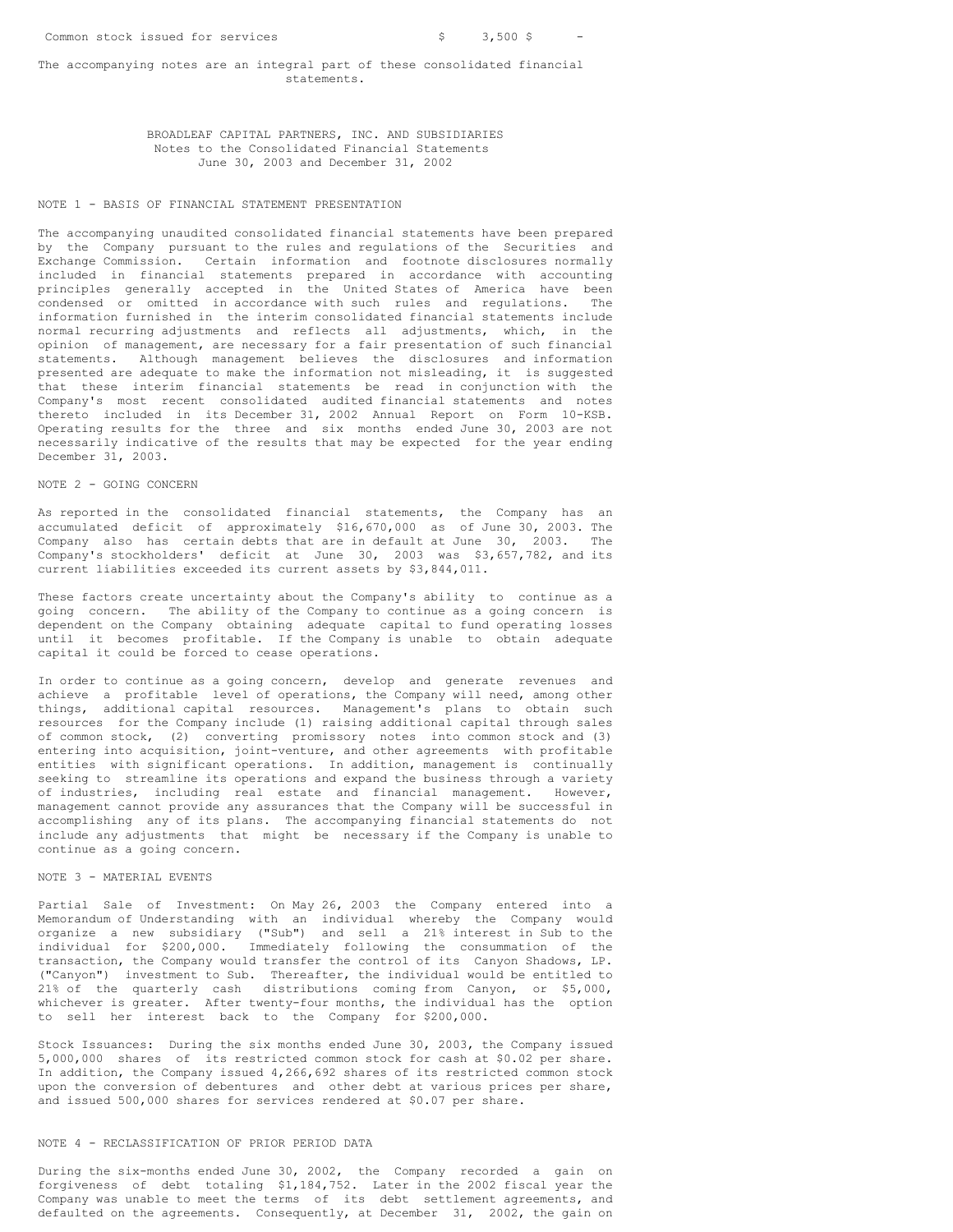| | | |
|---|---|---|
| Common stock issued for services | $ 3,500 | $ - |

The accompanying notes are an integral part of these consolidated financial statements.

BROADLEAF CAPITAL PARTNERS, INC. AND SUBSIDIARIES
Notes to the Consolidated Financial Statements
June 30, 2003 and December 31, 2002

## NOTE 1 - BASIS OF FINANCIAL STATEMENT PRESENTATION

The accompanying unaudited consolidated financial statements have been prepared by the Company pursuant to the rules and regulations of the Securities and Exchange Commission. Certain information and footnote disclosures normally included in financial statements prepared in accordance with accounting principles generally accepted in the United States of America have been condensed or omitted in accordance with such rules and regulations. The information furnished in the interim consolidated financial statements include normal recurring adjustments and reflects all adjustments, which, in the opinion of management, are necessary for a fair presentation of such financial statements. Although management believes the disclosures and information presented are adequate to make the information not misleading, it is suggested that these interim financial statements be read in conjunction with the Company's most recent consolidated audited financial statements and notes thereto included in its December 31, 2002 Annual Report on Form 10-KSB. Operating results for the three and six months ended June 30, 2003 are not necessarily indicative of the results that may be expected for the year ending December 31, 2003.

## NOTE 2 - GOING CONCERN

As reported in the consolidated financial statements, the Company has an accumulated deficit of approximately $16,670,000 as of June 30, 2003. The Company also has certain debts that are in default at June 30, 2003. The Company's stockholders' deficit at June 30, 2003 was $3,657,782, and its current liabilities exceeded its current assets by $3,844,011.

These factors create uncertainty about the Company's ability to continue as a going concern. The ability of the Company to continue as a going concern is dependent on the Company obtaining adequate capital to fund operating losses until it becomes profitable. If the Company is unable to obtain adequate capital it could be forced to cease operations.

In order to continue as a going concern, develop and generate revenues and achieve a profitable level of operations, the Company will need, among other things, additional capital resources. Management's plans to obtain such resources for the Company include (1) raising additional capital through sales of common stock, (2) converting promissory notes into common stock and (3) entering into acquisition, joint-venture, and other agreements with profitable entities with significant operations. In addition, management is continually seeking to streamline its operations and expand the business through a variety of industries, including real estate and financial management. However, management cannot provide any assurances that the Company will be successful in accomplishing any of its plans. The accompanying financial statements do not include any adjustments that might be necessary if the Company is unable to continue as a going concern.

## NOTE 3 - MATERIAL EVENTS

Partial Sale of Investment: On May 26, 2003 the Company entered into a Memorandum of Understanding with an individual whereby the Company would organize a new subsidiary ("Sub") and sell a 21% interest in Sub to the individual for $200,000. Immediately following the consummation of the transaction, the Company would transfer the control of its Canyon Shadows, LP. ("Canyon") investment to Sub. Thereafter, the individual would be entitled to 21% of the quarterly cash distributions coming from Canyon, or $5,000, whichever is greater. After twenty-four months, the individual has the option to sell her interest back to the Company for $200,000.

Stock Issuances: During the six months ended June 30, 2003, the Company issued 5,000,000 shares of its restricted common stock for cash at $0.02 per share. In addition, the Company issued 4,266,692 shares of its restricted common stock upon the conversion of debentures and other debt at various prices per share, and issued 500,000 shares for services rendered at $0.07 per share.

## NOTE 4 - RECLASSIFICATION OF PRIOR PERIOD DATA

During the six-months ended June 30, 2002, the Company recorded a gain on forgiveness of debt totaling $1,184,752. Later in the 2002 fiscal year the Company was unable to meet the terms of its debt settlement agreements, and defaulted on the agreements. Consequently, at December 31, 2002, the gain on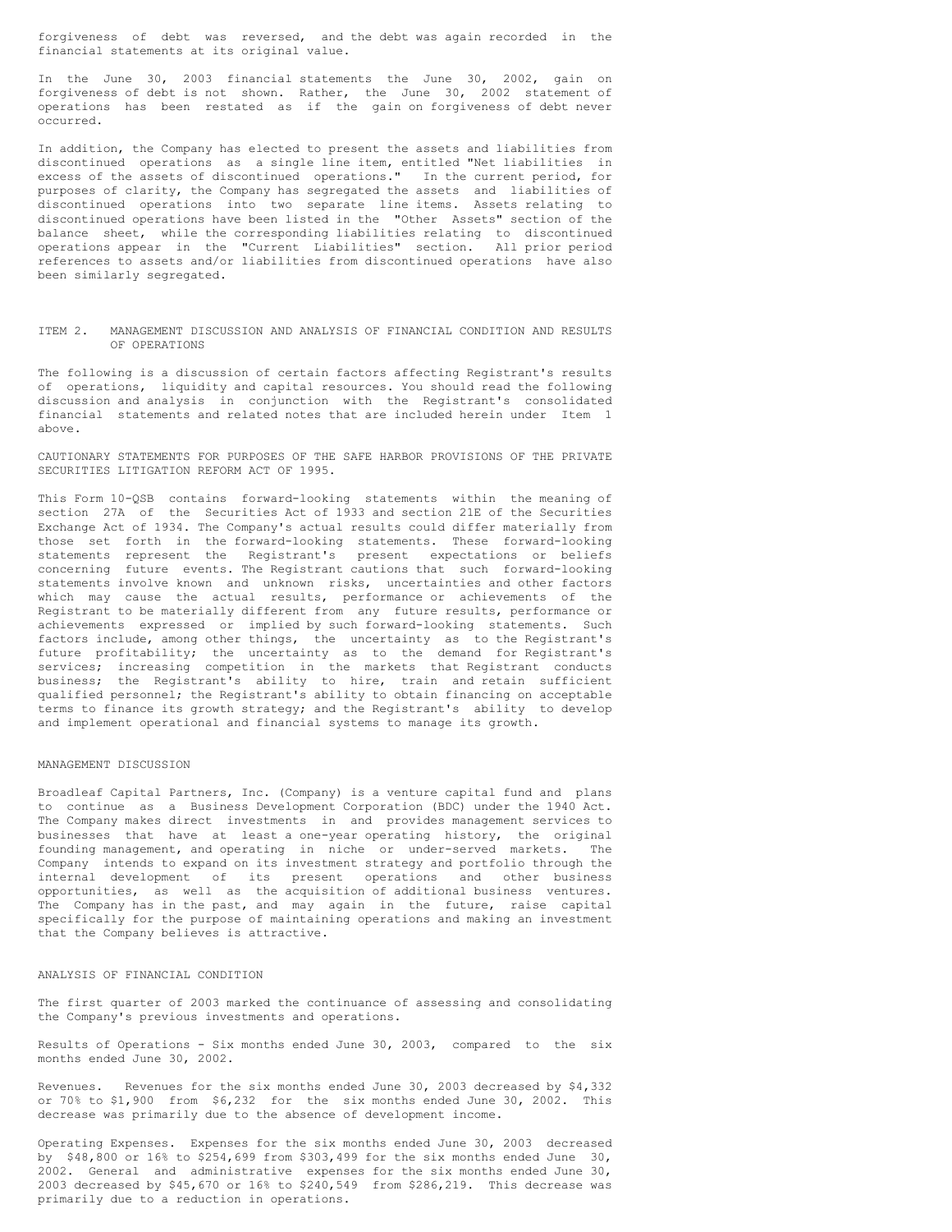forgiveness of debt was reversed, and the debt was again recorded in the financial statements at its original value.

In the June 30, 2003 financial statements the June 30, 2002, gain on forgiveness of debt is not shown. Rather, the June 30, 2002 statement of operations has been restated as if the gain on forgiveness of debt never occurred.

In addition, the Company has elected to present the assets and liabilities from discontinued operations as a single line item, entitled "Net liabilities in excess of the assets of discontinued operations." In the current period, for purposes of clarity, the Company has segregated the assets and liabilities of discontinued operations into two separate line items. Assets relating to discontinued operations have been listed in the "Other Assets" section of the balance sheet, while the corresponding liabilities relating to discontinued operations appear in the "Current Liabilities" section. All prior period references to assets and/or liabilities from discontinued operations have also been similarly segregated.

## ITEM 2. MANAGEMENT DISCUSSION AND ANALYSIS OF FINANCIAL CONDITION AND RESULTS OF OPERATIONS

The following is a discussion of certain factors affecting Registrant's results of operations, liquidity and capital resources. You should read the following discussion and analysis in conjunction with the Registrant's consolidated financial statements and related notes that are included herein under Item 1 above.

CAUTIONARY STATEMENTS FOR PURPOSES OF THE SAFE HARBOR PROVISIONS OF THE PRIVATE SECURITIES LITIGATION REFORM ACT OF 1995.

This Form 10-QSB contains forward-looking statements within the meaning of section 27A of the Securities Act of 1933 and section 21E of the Securities Exchange Act of 1934. The Company's actual results could differ materially from those set forth in the forward-looking statements. These forward-looking statements represent the Registrant's present expectations or beliefs concerning future events. The Registrant cautions that such forward-looking statements involve known and unknown risks, uncertainties and other factors which may cause the actual results, performance or achievements of the Registrant to be materially different from any future results, performance or achievements expressed or implied by such forward-looking statements. Such factors include, among other things, the uncertainty as to the Registrant's future profitability; the uncertainty as to the demand for Registrant's services; increasing competition in the markets that Registrant conducts business; the Registrant's ability to hire, train and retain sufficient qualified personnel; the Registrant's ability to obtain financing on acceptable terms to finance its growth strategy; and the Registrant's ability to develop and implement operational and financial systems to manage its growth.

### MANAGEMENT DISCUSSION

Broadleaf Capital Partners, Inc. (Company) is a venture capital fund and plans to continue as a Business Development Corporation (BDC) under the 1940 Act. The Company makes direct investments in and provides management services to businesses that have at least a one-year operating history, the original founding management, and operating in niche or under-served markets. The Company intends to expand on its investment strategy and portfolio through the internal development of its present operations and other business opportunities, as well as the acquisition of additional business ventures. The Company has in the past, and may again in the future, raise capital specifically for the purpose of maintaining operations and making an investment that the Company believes is attractive.

### ANALYSIS OF FINANCIAL CONDITION

The first quarter of 2003 marked the continuance of assessing and consolidating the Company's previous investments and operations.

Results of Operations - Six months ended June 30, 2003, compared to the six months ended June 30, 2002.

Revenues. Revenues for the six months ended June 30, 2003 decreased by $4,332 or 70% to $1,900 from $6,232 for the six months ended June 30, 2002. This decrease was primarily due to the absence of development income.

Operating Expenses. Expenses for the six months ended June 30, 2003 decreased by $48,800 or 16% to $254,699 from $303,499 for the six months ended June 30, 2002. General and administrative expenses for the six months ended June 30, 2003 decreased by $45,670 or 16% to $240,549 from $286,219. This decrease was primarily due to a reduction in operations.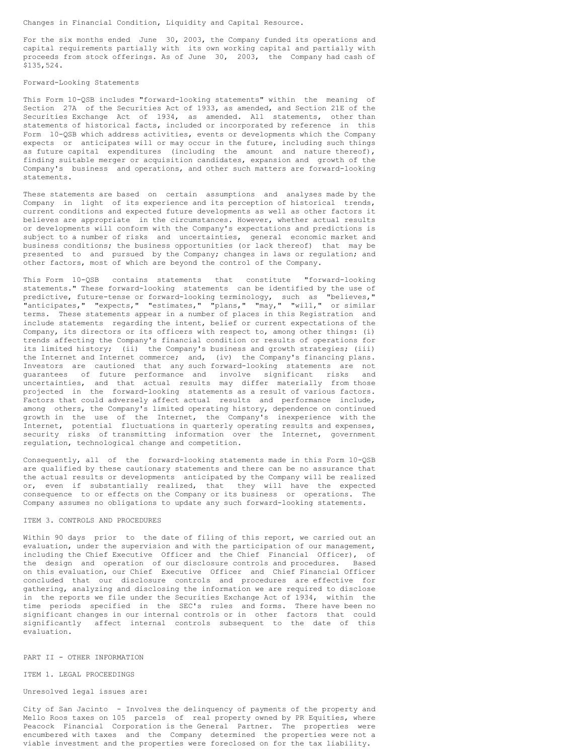Changes in Financial Condition, Liquidity and Capital Resource.

For the six months ended June 30, 2003, the Company funded its operations and capital requirements partially with its own working capital and partially with proceeds from stock offerings. As of June 30, 2003, the Company had cash of $135,524.

Forward-Looking Statements

This Form 10-QSB includes "forward-looking statements" within the meaning of Section 27A of the Securities Act of 1933, as amended, and Section 21E of the Securities Exchange Act of 1934, as amended. All statements, other than statements of historical facts, included or incorporated by reference in this Form 10-QSB which address activities, events or developments which the Company expects or anticipates will or may occur in the future, including such things as future capital expenditures (including the amount and nature thereof), finding suitable merger or acquisition candidates, expansion and growth of the Company's business and operations, and other such matters are forward-looking statements.

These statements are based on certain assumptions and analyses made by the Company in light of its experience and its perception of historical trends, current conditions and expected future developments as well as other factors it believes are appropriate in the circumstances. However, whether actual results or developments will conform with the Company's expectations and predictions is subject to a number of risks and uncertainties, general economic market and business conditions; the business opportunities (or lack thereof) that may be presented to and pursued by the Company; changes in laws or regulation; and other factors, most of which are beyond the control of the Company.

This Form 10-QSB contains statements that constitute "forward-looking statements." These forward-looking statements can be identified by the use of predictive, future-tense or forward-looking terminology, such as "believes," "anticipates," "expects," "estimates," "plans," "may," "will," or similar terms. These statements appear in a number of places in this Registration and include statements regarding the intent, belief or current expectations of the Company, its directors or its officers with respect to, among other things: (i) trends affecting the Company's financial condition or results of operations for its limited history; (ii) the Company's business and growth strategies; (iii) the Internet and Internet commerce; and, (iv) the Company's financing plans. Investors are cautioned that any such forward-looking statements are not guarantees of future performance and involve significant risks and uncertainties, and that actual results may differ materially from those projected in the forward-looking statements as a result of various factors. Factors that could adversely affect actual results and performance include, among others, the Company's limited operating history, dependence on continued growth in the use of the Internet, the Company's inexperience with the Internet, potential fluctuations in quarterly operating results and expenses, security risks of transmitting information over the Internet, government regulation, technological change and competition.

Consequently, all of the forward-looking statements made in this Form 10-QSB are qualified by these cautionary statements and there can be no assurance that the actual results or developments anticipated by the Company will be realized or, even if substantially realized, that they will have the expected consequence to or effects on the Company or its business or operations. The Company assumes no obligations to update any such forward-looking statements.

ITEM 3. CONTROLS AND PROCEDURES

Within 90 days prior to the date of filing of this report, we carried out an evaluation, under the supervision and with the participation of our management, including the Chief Executive Officer and the Chief Financial Officer), of the design and operation of our disclosure controls and procedures. Based on this evaluation, our Chief Executive Officer and Chief Financial Officer concluded that our disclosure controls and procedures are effective for gathering, analyzing and disclosing the information we are required to disclose in the reports we file under the Securities Exchange Act of 1934, within the time periods specified in the SEC's rules and forms. There have been no significant changes in our internal controls or in other factors that could significantly affect internal controls subsequent to the date of this evaluation.

PART II - OTHER INFORMATION

ITEM 1. LEGAL PROCEEDINGS

Unresolved legal issues are:

City of San Jacinto - Involves the delinquency of payments of the property and Mello Roos taxes on 105 parcels of real property owned by PR Equities, where Peacock Financial Corporation is the General Partner. The properties were encumbered with taxes and the Company determined the properties were not a viable investment and the properties were foreclosed on for the tax liability.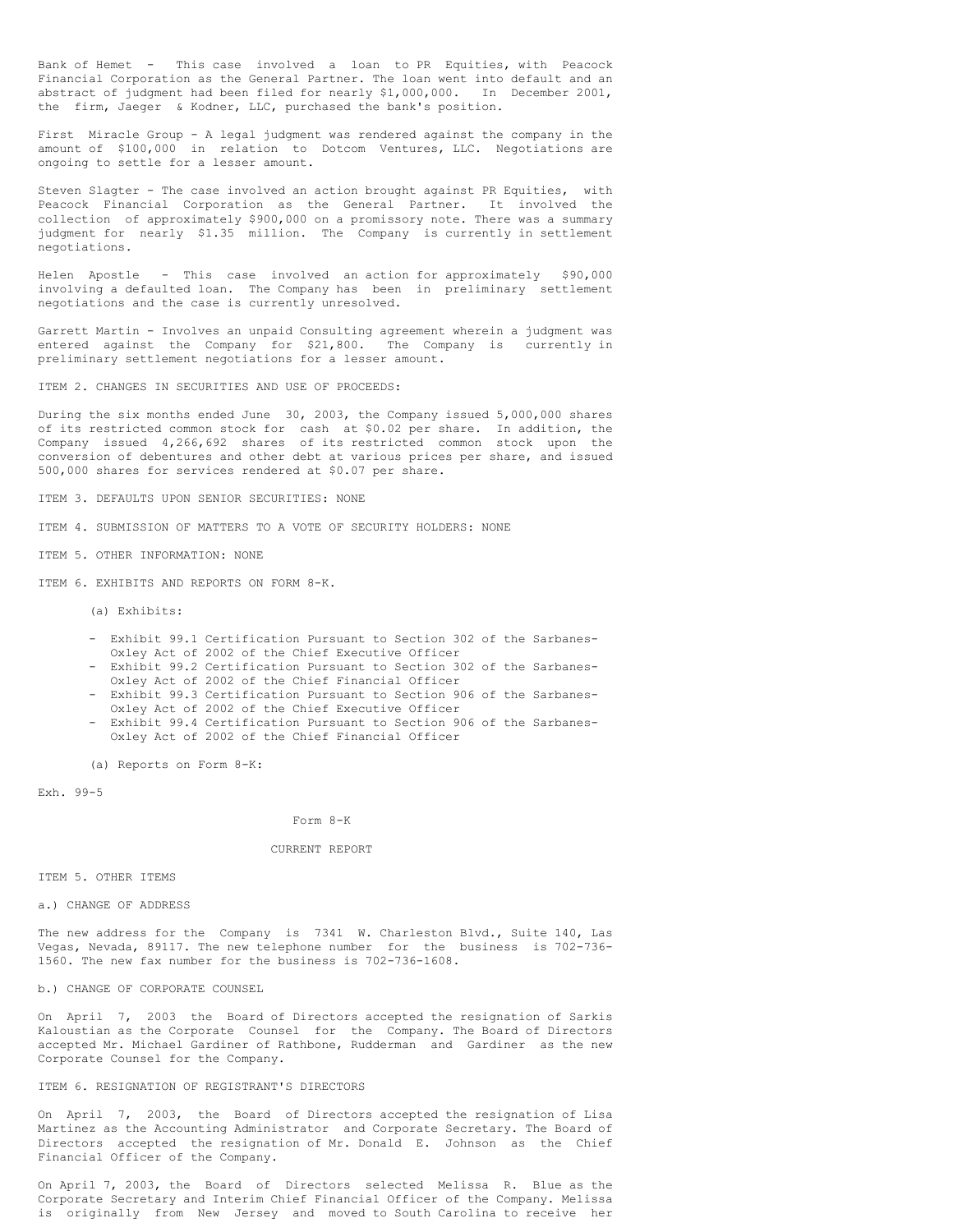Bank of Hemet - This case involved a loan to PR Equities, with Peacock Financial Corporation as the General Partner. The loan went into default and an abstract of judgment had been filed for nearly $1,000,000. In December 2001, the firm, Jaeger & Kodner, LLC, purchased the bank's position.

First Miracle Group - A legal judgment was rendered against the company in the amount of $100,000 in relation to Dotcom Ventures, LLC. Negotiations are ongoing to settle for a lesser amount.

Steven Slagter - The case involved an action brought against PR Equities, with Peacock Financial Corporation as the General Partner. It involved the collection of approximately $900,000 on a promissory note. There was a summary judgment for nearly $1.35 million. The Company is currently in settlement negotiations.

Helen Apostle - This case involved an action for approximately $90,000 involving a defaulted loan. The Company has been in preliminary settlement negotiations and the case is currently unresolved.

Garrett Martin - Involves an unpaid Consulting agreement wherein a judgment was entered against the Company for $21,800. The Company is currently in preliminary settlement negotiations for a lesser amount.

ITEM 2. CHANGES IN SECURITIES AND USE OF PROCEEDS:

During the six months ended June 30, 2003, the Company issued 5,000,000 shares of its restricted common stock for cash at $0.02 per share. In addition, the Company issued 4,266,692 shares of its restricted common stock upon the conversion of debentures and other debt at various prices per share, and issued 500,000 shares for services rendered at $0.07 per share.

ITEM 3. DEFAULTS UPON SENIOR SECURITIES: NONE

ITEM 4. SUBMISSION OF MATTERS TO A VOTE OF SECURITY HOLDERS: NONE

ITEM 5. OTHER INFORMATION: NONE

ITEM 6. EXHIBITS AND REPORTS ON FORM 8-K.

(a) Exhibits:

- Exhibit 99.1 Certification Pursuant to Section 302 of the Sarbanes-Oxley Act of 2002 of the Chief Executive Officer
- Exhibit 99.2 Certification Pursuant to Section 302 of the Sarbanes-Oxley Act of 2002 of the Chief Financial Officer
- Exhibit 99.3 Certification Pursuant to Section 906 of the Sarbanes-Oxley Act of 2002 of the Chief Executive Officer
- Exhibit 99.4 Certification Pursuant to Section 906 of the Sarbanes-Oxley Act of 2002 of the Chief Financial Officer

(a) Reports on Form 8-K:

Exh. 99-5

Form 8-K

CURRENT REPORT

ITEM 5. OTHER ITEMS

a.) CHANGE OF ADDRESS

The new address for the Company is 7341 W. Charleston Blvd., Suite 140, Las Vegas, Nevada, 89117. The new telephone number for the business is 702-736-1560. The new fax number for the business is 702-736-1608.

b.) CHANGE OF CORPORATE COUNSEL

On April 7, 2003 the Board of Directors accepted the resignation of Sarkis Kaloustian as the Corporate Counsel for the Company. The Board of Directors accepted Mr. Michael Gardiner of Rathbone, Rudderman and Gardiner as the new Corporate Counsel for the Company.

ITEM 6. RESIGNATION OF REGISTRANT'S DIRECTORS

On April 7, 2003, the Board of Directors accepted the resignation of Lisa Martinez as the Accounting Administrator and Corporate Secretary. The Board of Directors accepted the resignation of Mr. Donald E. Johnson as the Chief Financial Officer of the Company.

On April 7, 2003, the Board of Directors selected Melissa R. Blue as the Corporate Secretary and Interim Chief Financial Officer of the Company. Melissa is originally from New Jersey and moved to South Carolina to receive her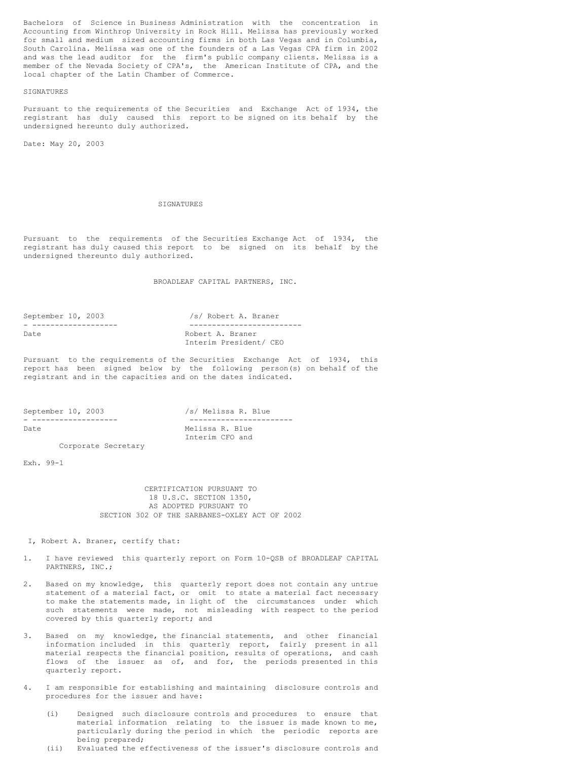Bachelors of Science in Business Administration with the concentration in Accounting from Winthrop University in Rock Hill. Melissa has previously worked for small and medium sized accounting firms in both Las Vegas and in Columbia, South Carolina. Melissa was one of the founders of a Las Vegas CPA firm in 2002 and was the lead auditor for the firm's public company clients. Melissa is a member of the Nevada Society of CPA's, the American Institute of CPA, and the local chapter of the Latin Chamber of Commerce.

SIGNATURES

Pursuant to the requirements of the Securities and Exchange Act of 1934, the registrant has duly caused this report to be signed on its behalf by the undersigned hereunto duly authorized.

Date: May 20, 2003

SIGNATURES

Pursuant to the requirements of the Securities Exchange Act of 1934, the registrant has duly caused this report to be signed on its behalf by the undersigned thereunto duly authorized.

BROADLEAF CAPITAL PARTNERS, INC.

| | |
|---|---|
| September 10, 2003 | /s/ Robert A. Braner |
| Date | Robert A. Braner<br>Interim President/ CEO |

Pursuant to the requirements of the Securities Exchange Act of 1934, this report has been signed below by the following person(s) on behalf of the registrant and in the capacities and on the dates indicated.

| | |
|---|---|
| September 10, 2003 | /s/ Melissa R. Blue |
| Date | Melissa R. Blue<br>Interim CFO and<br>Corporate Secretary |

Exh. 99-1

CERTIFICATION PURSUANT TO
18 U.S.C. SECTION 1350,
AS ADOPTED PURSUANT TO
SECTION 302 OF THE SARBANES-OXLEY ACT OF 2002

I, Robert A. Braner, certify that:

1. I have reviewed this quarterly report on Form 10-QSB of BROADLEAF CAPITAL PARTNERS, INC.;

2. Based on my knowledge, this quarterly report does not contain any untrue statement of a material fact, or omit to state a material fact necessary to make the statements made, in light of the circumstances under which such statements were made, not misleading with respect to the period covered by this quarterly report; and

3. Based on my knowledge, the financial statements, and other financial information included in this quarterly report, fairly present in all material respects the financial position, results of operations, and cash flows of the issuer as of, and for, the periods presented in this quarterly report.

4. I am responsible for establishing and maintaining disclosure controls and procedures for the issuer and have:

   (i) Designed such disclosure controls and procedures to ensure that material information relating to the issuer is made known to me, particularly during the period in which the periodic reports are being prepared;

   (ii) Evaluated the effectiveness of the issuer's disclosure controls and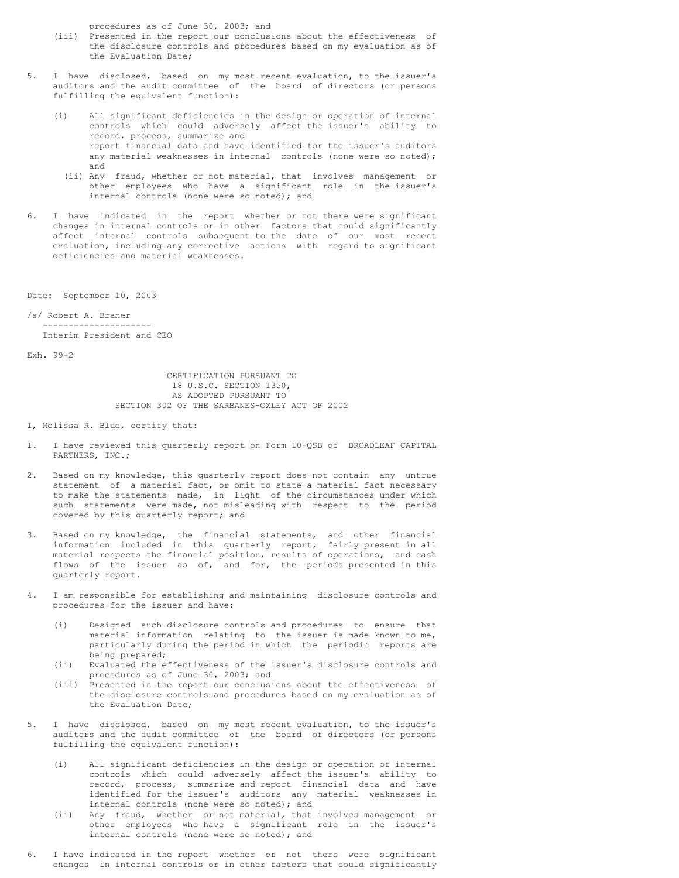procedures as of June 30, 2003; and

(iii) Presented in the report our conclusions about the effectiveness of the disclosure controls and procedures based on my evaluation as of the Evaluation Date;

5. I have disclosed, based on my most recent evaluation, to the issuer's auditors and the audit committee of the board of directors (or persons fulfilling the equivalent function):

   (i) All significant deficiencies in the design or operation of internal controls which could adversely affect the issuer's ability to record, process, summarize and report financial data and have identified for the issuer's auditors any material weaknesses in internal controls (none were so noted); and

   (ii) Any fraud, whether or not material, that involves management or other employees who have a significant role in the issuer's internal controls (none were so noted); and

6. I have indicated in the report whether or not there were significant changes in internal controls or in other factors that could significantly affect internal controls subsequent to the date of our most recent evaluation, including any corrective actions with regard to significant deficiencies and material weaknesses.

Date: September 10, 2003

/s/ Robert A. Braner

Interim President and CEO

Exh. 99-2

CERTIFICATION PURSUANT TO
18 U.S.C. SECTION 1350,
AS ADOPTED PURSUANT TO
SECTION 302 OF THE SARBANES-OXLEY ACT OF 2002

I, Melissa R. Blue, certify that:

1. I have reviewed this quarterly report on Form 10-QSB of BROADLEAF CAPITAL PARTNERS, INC.;

2. Based on my knowledge, this quarterly report does not contain any untrue statement of a material fact, or omit to state a material fact necessary to make the statements made, in light of the circumstances under which such statements were made, not misleading with respect to the period covered by this quarterly report; and

3. Based on my knowledge, the financial statements, and other financial information included in this quarterly report, fairly present in all material respects the financial position, results of operations, and cash flows of the issuer as of, and for, the periods presented in this quarterly report.

4. I am responsible for establishing and maintaining disclosure controls and procedures for the issuer and have:

   (i) Designed such disclosure controls and procedures to ensure that material information relating to the issuer is made known to me, particularly during the period in which the periodic reports are being prepared;

   (ii) Evaluated the effectiveness of the issuer's disclosure controls and procedures as of June 30, 2003; and

   (iii) Presented in the report our conclusions about the effectiveness of the disclosure controls and procedures based on my evaluation as of the Evaluation Date;

5. I have disclosed, based on my most recent evaluation, to the issuer's auditors and the audit committee of the board of directors (or persons fulfilling the equivalent function):

   (i) All significant deficiencies in the design or operation of internal controls which could adversely affect the issuer's ability to record, process, summarize and report financial data and have identified for the issuer's auditors any material weaknesses in internal controls (none were so noted); and

   (ii) Any fraud, whether or not material, that involves management or other employees who have a significant role in the issuer's internal controls (none were so noted); and

6. I have indicated in the report whether or not there were significant changes in internal controls or in other factors that could significantly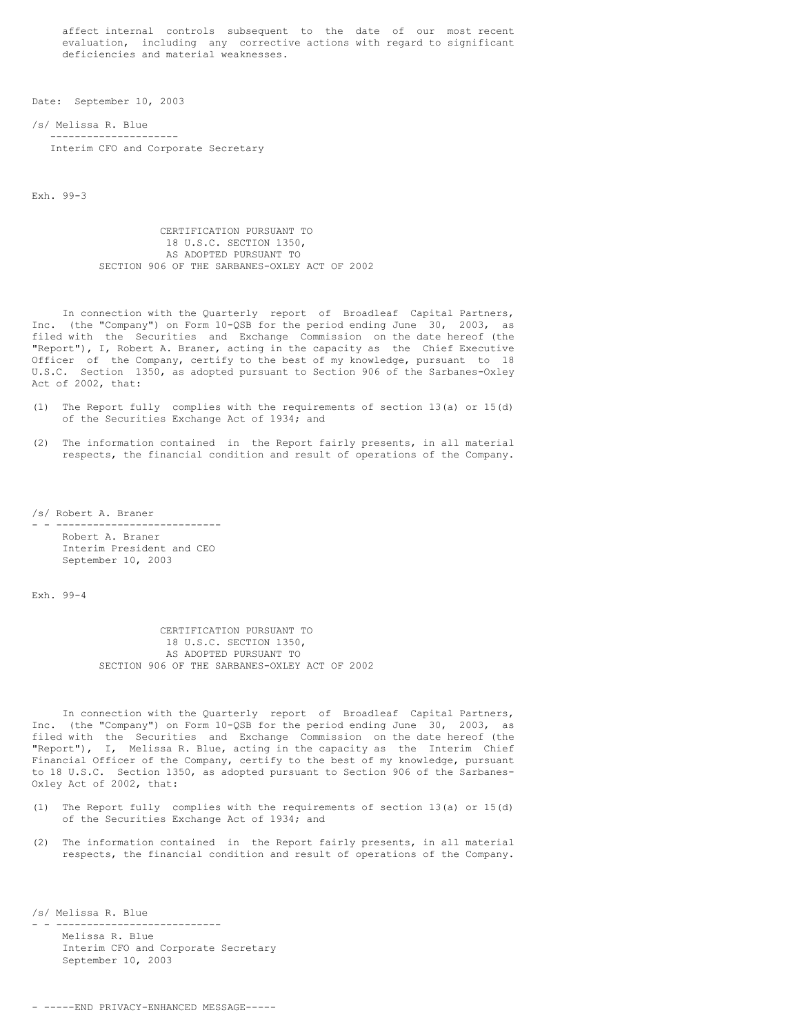affect internal controls subsequent to the date of our most recent evaluation, including any corrective actions with regard to significant deficiencies and material weaknesses.

Date: September 10, 2003

/s/ Melissa R. Blue

---

Interim CFO and Corporate Secretary

Exh. 99-3

CERTIFICATION PURSUANT TO
18 U.S.C. SECTION 1350,
AS ADOPTED PURSUANT TO
SECTION 906 OF THE SARBANES-OXLEY ACT OF 2002

In connection with the Quarterly report of Broadleaf Capital Partners, Inc. (the "Company") on Form 10-QSB for the period ending June 30, 2003, as filed with the Securities and Exchange Commission on the date hereof (the "Report"), I, Robert A. Braner, acting in the capacity as the Chief Executive Officer of the Company, certify to the best of my knowledge, pursuant to 18 U.S.C. Section 1350, as adopted pursuant to Section 906 of the Sarbanes-Oxley Act of 2002, that:

(1) The Report fully complies with the requirements of section 13(a) or 15(d) of the Securities Exchange Act of 1934; and

(2) The information contained in the Report fairly presents, in all material respects, the financial condition and result of operations of the Company.

/s/ Robert A. Braner

---

Robert A. Braner
Interim President and CEO
September 10, 2003

Exh. 99-4

CERTIFICATION PURSUANT TO
18 U.S.C. SECTION 1350,
AS ADOPTED PURSUANT TO
SECTION 906 OF THE SARBANES-OXLEY ACT OF 2002

In connection with the Quarterly report of Broadleaf Capital Partners, Inc. (the "Company") on Form 10-QSB for the period ending June 30, 2003, as filed with the Securities and Exchange Commission on the date hereof (the "Report"), I, Melissa R. Blue, acting in the capacity as the Interim Chief Financial Officer of the Company, certify to the best of my knowledge, pursuant to 18 U.S.C. Section 1350, as adopted pursuant to Section 906 of the Sarbanes-Oxley Act of 2002, that:

(1) The Report fully complies with the requirements of section 13(a) or 15(d) of the Securities Exchange Act of 1934; and

(2) The information contained in the Report fairly presents, in all material respects, the financial condition and result of operations of the Company.

/s/ Melissa R. Blue

---

Melissa R. Blue
Interim CFO and Corporate Secretary
September 10, 2003

- -----END PRIVACY-ENHANCED MESSAGE-----